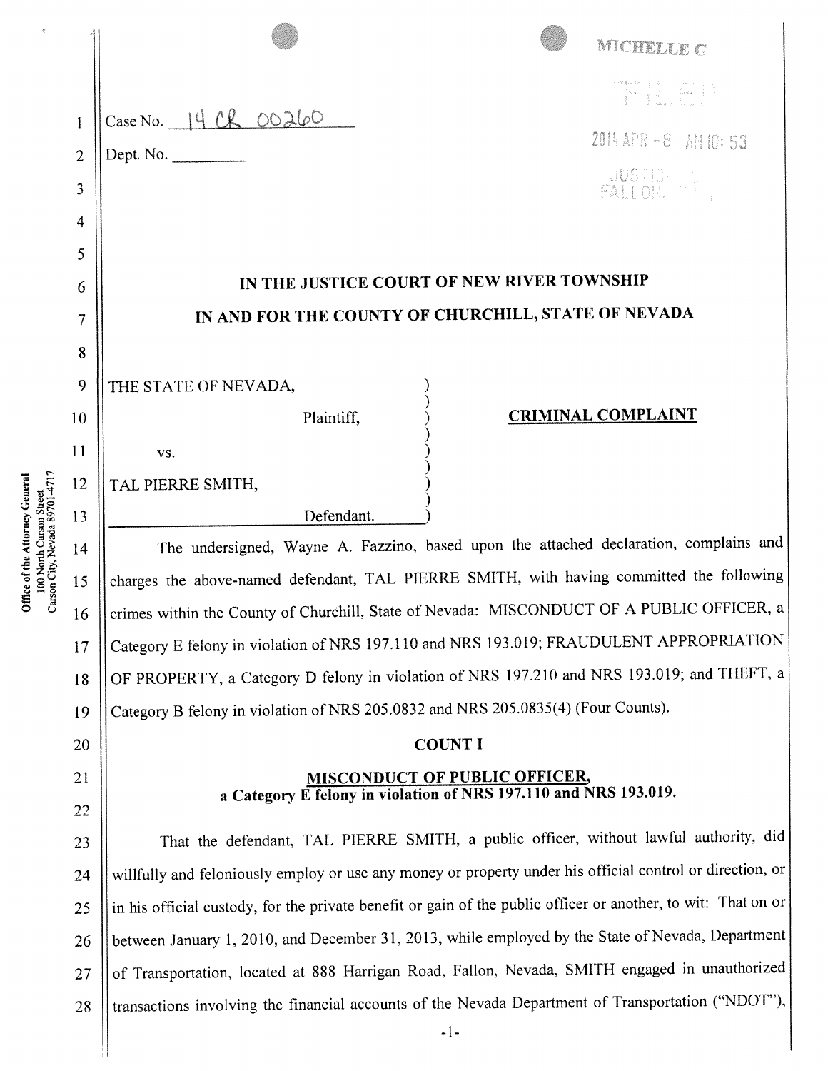MICHELLE G

FILED

2014 APR -8 AM 10: 53

JUSTICE COURT
FALLON, NV

Case No. 14 CR 00260

Dept. No. ________

# IN THE JUSTICE COURT OF NEW RIVER TOWNSHIP
# IN AND FOR THE COUNTY OF CHURCHILL, STATE OF NEVADA

THE STATE OF NEVADA,

Plaintiff,

vs.

TAL PIERRE SMITH,

Defendant.

**CRIMINAL COMPLAINT**

The undersigned, Wayne A. Fazzino, based upon the attached declaration, complains and charges the above-named defendant, TAL PIERRE SMITH, with having committed the following crimes within the County of Churchill, State of Nevada: MISCONDUCT OF A PUBLIC OFFICER, a Category E felony in violation of NRS 197.110 and NRS 193.019; FRAUDULENT APPROPRIATION OF PROPERTY, a Category D felony in violation of NRS 197.210 and NRS 193.019; and THEFT, a Category B felony in violation of NRS 205.0832 and NRS 205.0835(4) (Four Counts).

## COUNT I

**MISCONDUCT OF PUBLIC OFFICER,**
**a Category E felony in violation of NRS 197.110 and NRS 193.019.**

That the defendant, TAL PIERRE SMITH, a public officer, without lawful authority, did willfully and feloniously employ or use any money or property under his official control or direction, or in his official custody, for the private benefit or gain of the public officer or another, to wit: That on or between January 1, 2010, and December 31, 2013, while employed by the State of Nevada, Department of Transportation, located at 888 Harrigan Road, Fallon, Nevada, SMITH engaged in unauthorized transactions involving the financial accounts of the Nevada Department of Transportation ("NDOT"),

Office of the Attorney General
100 North Carson Street
Carson City, Nevada 89701-4717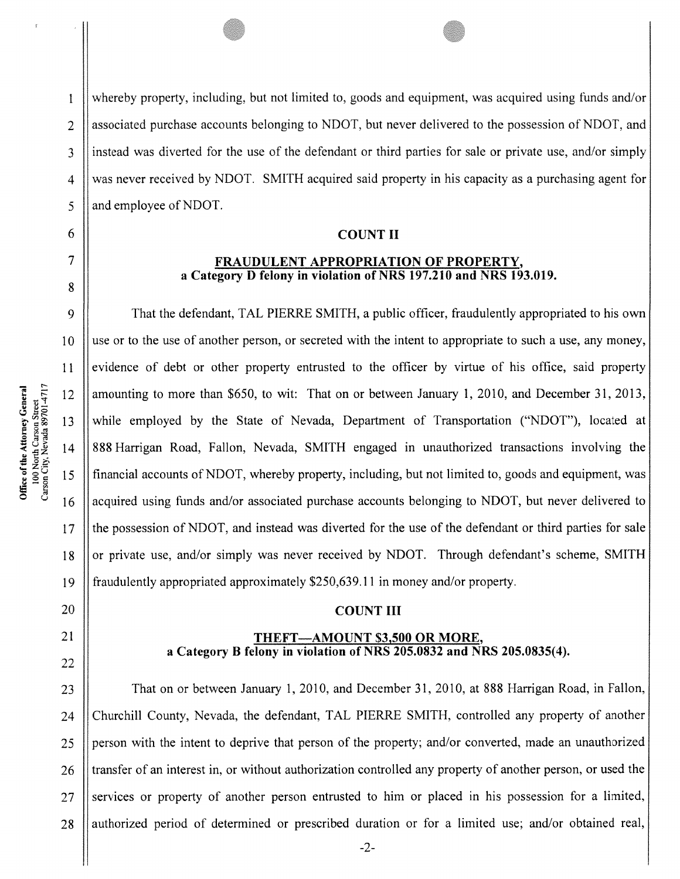whereby property, including, but not limited to, goods and equipment, was acquired using funds and/or associated purchase accounts belonging to NDOT, but never delivered to the possession of NDOT, and instead was diverted for the use of the defendant or third parties for sale or private use, and/or simply was never received by NDOT. SMITH acquired said property in his capacity as a purchasing agent for and employee of NDOT.

## COUNT II

### FRAUDULENT APPROPRIATION OF PROPERTY, a Category D felony in violation of NRS 197.210 and NRS 193.019.

That the defendant, TAL PIERRE SMITH, a public officer, fraudulently appropriated to his own use or to the use of another person, or secreted with the intent to appropriate to such a use, any money, evidence of debt or other property entrusted to the officer by virtue of his office, said property amounting to more than $650, to wit: That on or between January 1, 2010, and December 31, 2013, while employed by the State of Nevada, Department of Transportation ("NDOT"), located at 888 Harrigan Road, Fallon, Nevada, SMITH engaged in unauthorized transactions involving the financial accounts of NDOT, whereby property, including, but not limited to, goods and equipment, was acquired using funds and/or associated purchase accounts belonging to NDOT, but never delivered to the possession of NDOT, and instead was diverted for the use of the defendant or third parties for sale or private use, and/or simply was never received by NDOT. Through defendant's scheme, SMITH fraudulently appropriated approximately $250,639.11 in money and/or property.

## COUNT III

### THEFT—AMOUNT $3,500 OR MORE, a Category B felony in violation of NRS 205.0832 and NRS 205.0835(4).

That on or between January 1, 2010, and December 31, 2010, at 888 Harrigan Road, in Fallon, Churchill County, Nevada, the defendant, TAL PIERRE SMITH, controlled any property of another person with the intent to deprive that person of the property; and/or converted, made an unauthorized transfer of an interest in, or without authorization controlled any property of another person, or used the services or property of another person entrusted to him or placed in his possession for a limited, authorized period of determined or prescribed duration or for a limited use; and/or obtained real,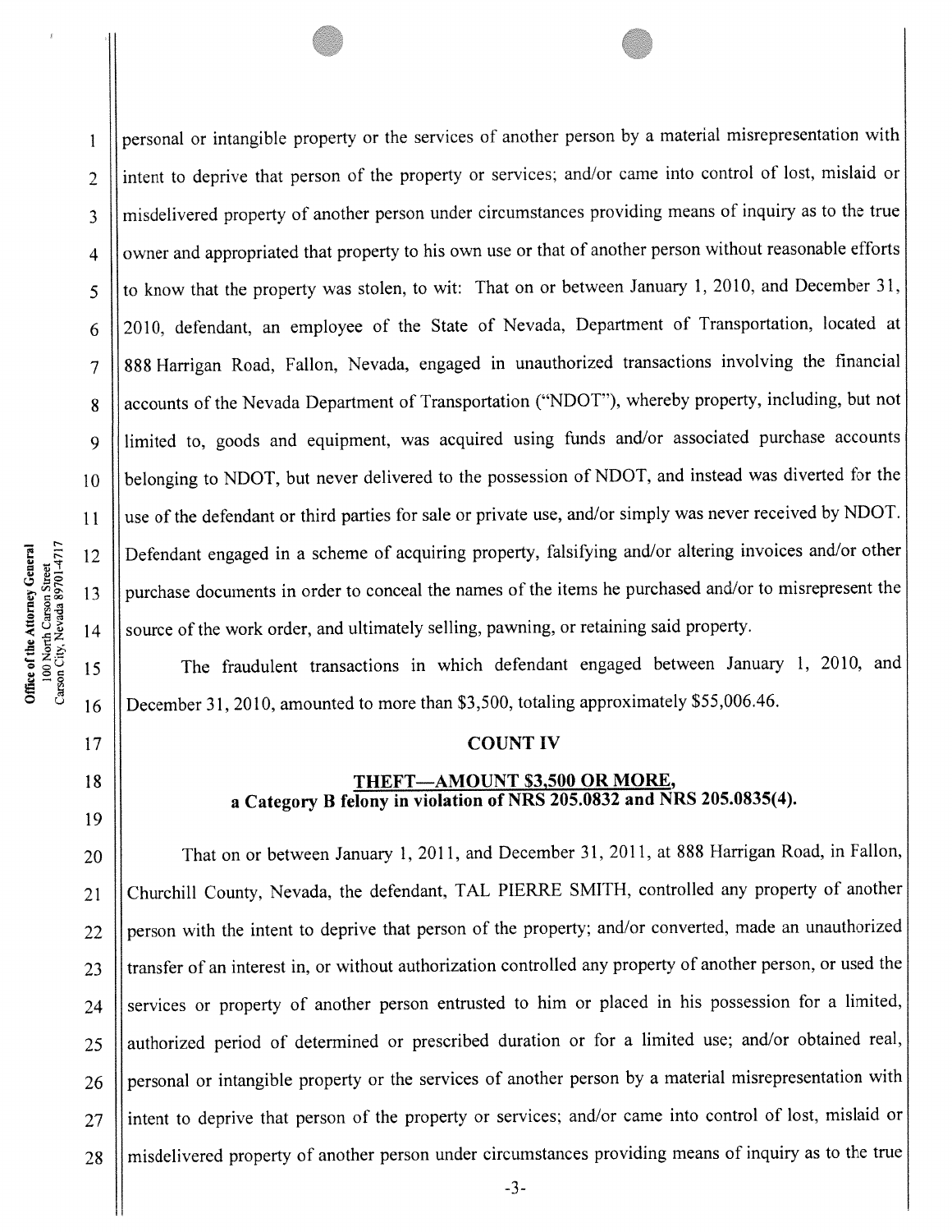personal or intangible property or the services of another person by a material misrepresentation with intent to deprive that person of the property or services; and/or came into control of lost, mislaid or misdelivered property of another person under circumstances providing means of inquiry as to the true owner and appropriated that property to his own use or that of another person without reasonable efforts to know that the property was stolen, to wit: That on or between January 1, 2010, and December 31, 2010, defendant, an employee of the State of Nevada, Department of Transportation, located at 888 Harrigan Road, Fallon, Nevada, engaged in unauthorized transactions involving the financial accounts of the Nevada Department of Transportation ("NDOT"), whereby property, including, but not limited to, goods and equipment, was acquired using funds and/or associated purchase accounts belonging to NDOT, but never delivered to the possession of NDOT, and instead was diverted for the use of the defendant or third parties for sale or private use, and/or simply was never received by NDOT. Defendant engaged in a scheme of acquiring property, falsifying and/or altering invoices and/or other purchase documents in order to conceal the names of the items he purchased and/or to misrepresent the source of the work order, and ultimately selling, pawning, or retaining said property.

The fraudulent transactions in which defendant engaged between January 1, 2010, and December 31, 2010, amounted to more than $3,500, totaling approximately $55,006.46.

**COUNT IV**

**THEFT—AMOUNT $3,500 OR MORE,**
**a Category B felony in violation of NRS 205.0832 and NRS 205.0835(4).**

That on or between January 1, 2011, and December 31, 2011, at 888 Harrigan Road, in Fallon, Churchill County, Nevada, the defendant, TAL PIERRE SMITH, controlled any property of another person with the intent to deprive that person of the property; and/or converted, made an unauthorized transfer of an interest in, or without authorization controlled any property of another person, or used the services or property of another person entrusted to him or placed in his possession for a limited, authorized period of determined or prescribed duration or for a limited use; and/or obtained real, personal or intangible property or the services of another person by a material misrepresentation with intent to deprive that person of the property or services; and/or came into control of lost, mislaid or misdelivered property of another person under circumstances providing means of inquiry as to the true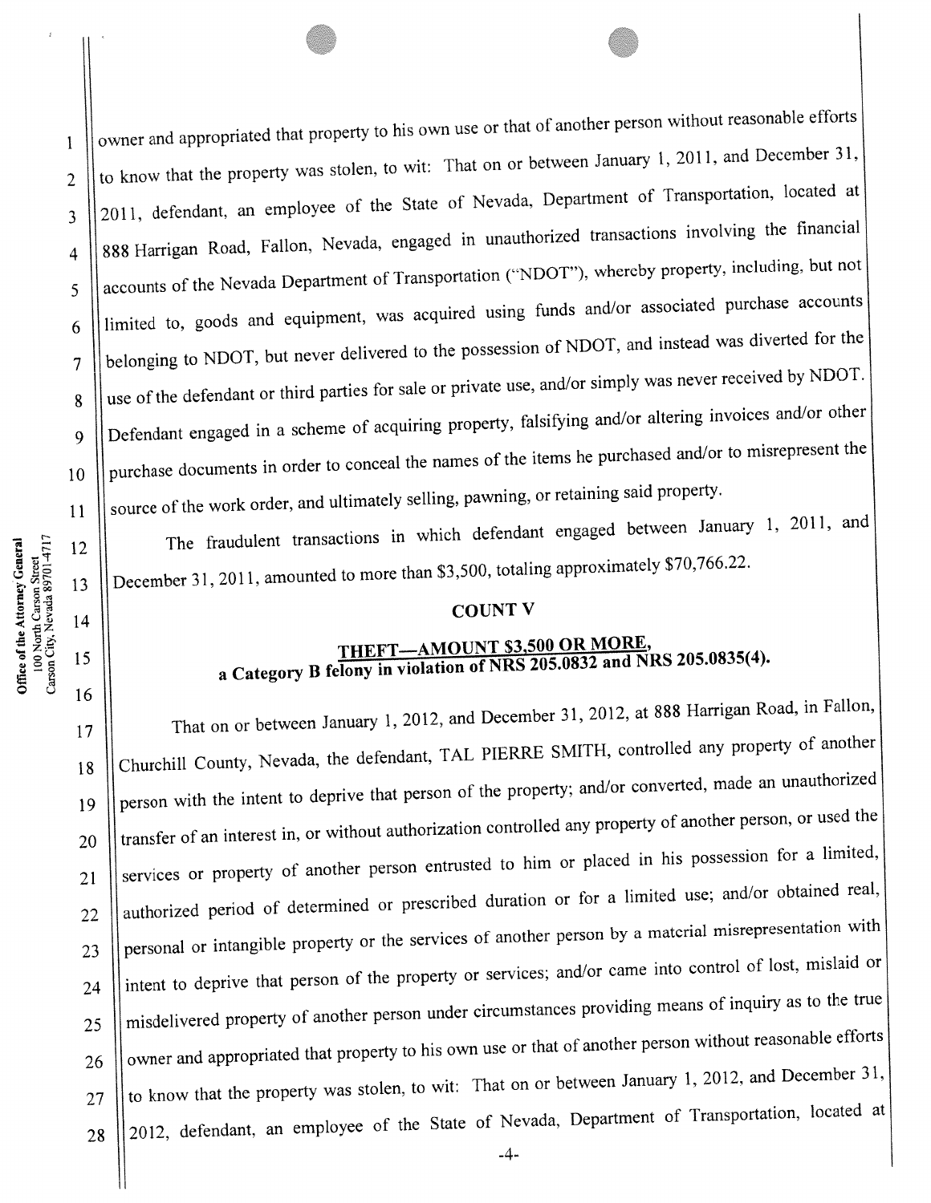owner and appropriated that property to his own use or that of another person without reasonable efforts to know that the property was stolen, to wit: That on or between January 1, 2011, and December 31, 2011, defendant, an employee of the State of Nevada, Department of Transportation, located at 888 Harrigan Road, Fallon, Nevada, engaged in unauthorized transactions involving the financial accounts of the Nevada Department of Transportation ("NDOT"), whereby property, including, but not limited to, goods and equipment, was acquired using funds and/or associated purchase accounts belonging to NDOT, but never delivered to the possession of NDOT, and instead was diverted for the use of the defendant or third parties for sale or private use, and/or simply was never received by NDOT. Defendant engaged in a scheme of acquiring property, falsifying and/or altering invoices and/or other purchase documents in order to conceal the names of the items he purchased and/or to misrepresent the source of the work order, and ultimately selling, pawning, or retaining said property.

The fraudulent transactions in which defendant engaged between January 1, 2011, and December 31, 2011, amounted to more than $3,500, totaling approximately $70,766.22.

## COUNT V

**THEFT—AMOUNT $3,500 OR MORE,**
**a Category B felony in violation of NRS 205.0832 and NRS 205.0835(4).**

That on or between January 1, 2012, and December 31, 2012, at 888 Harrigan Road, in Fallon, Churchill County, Nevada, the defendant, TAL PIERRE SMITH, controlled any property of another person with the intent to deprive that person of the property; and/or converted, made an unauthorized transfer of an interest in, or without authorization controlled any property of another person, or used the services or property of another person entrusted to him or placed in his possession for a limited, authorized period of determined or prescribed duration or for a limited use; and/or obtained real, personal or intangible property or the services of another person by a material misrepresentation with intent to deprive that person of the property or services; and/or came into control of lost, mislaid or misdelivered property of another person under circumstances providing means of inquiry as to the true owner and appropriated that property to his own use or that of another person without reasonable efforts to know that the property was stolen, to wit: That on or between January 1, 2012, and December 31, 2012, defendant, an employee of the State of Nevada, Department of Transportation, located at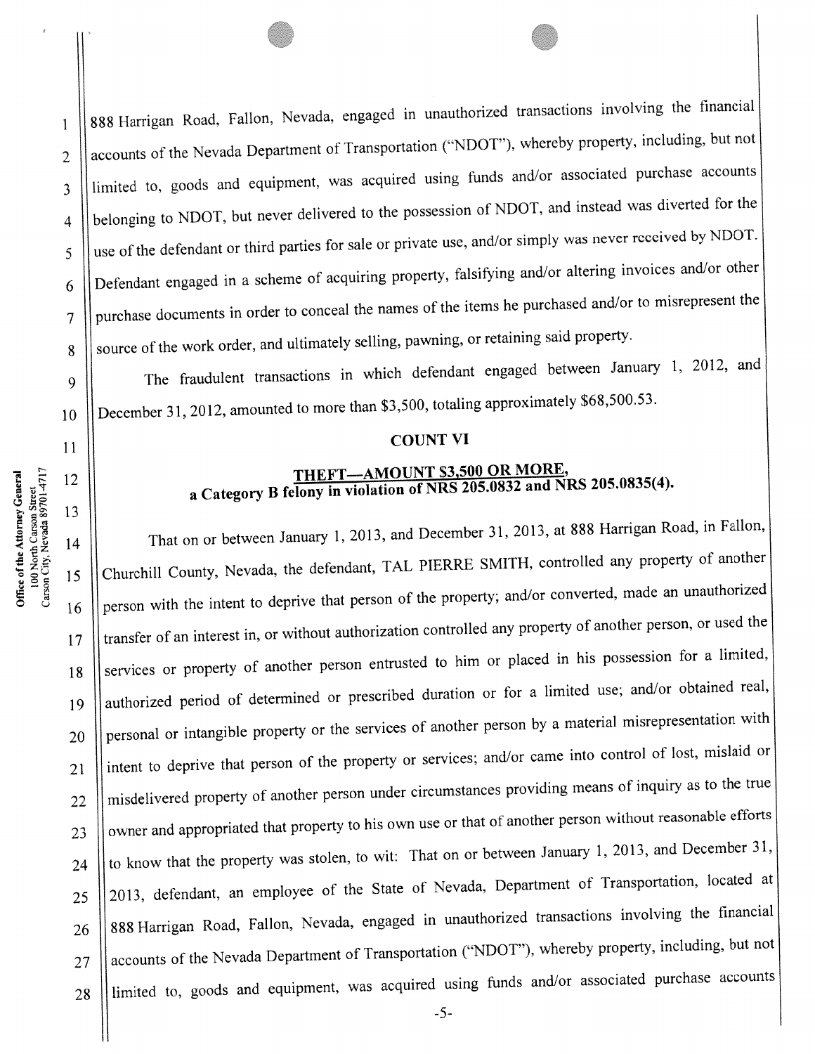888 Harrigan Road, Fallon, Nevada, engaged in unauthorized transactions involving the financial accounts of the Nevada Department of Transportation ("NDOT"), whereby property, including, but not limited to, goods and equipment, was acquired using funds and/or associated purchase accounts belonging to NDOT, but never delivered to the possession of NDOT, and instead was diverted for the use of the defendant or third parties for sale or private use, and/or simply was never received by NDOT. Defendant engaged in a scheme of acquiring property, falsifying and/or altering invoices and/or other purchase documents in order to conceal the names of the items he purchased and/or to misrepresent the source of the work order, and ultimately selling, pawning, or retaining said property.

The fraudulent transactions in which defendant engaged between January 1, 2012, and December 31, 2012, amounted to more than $3,500, totaling approximately $68,500.53.

## COUNT VI

### THEFT—AMOUNT $3,500 OR MORE, a Category B felony in violation of NRS 205.0832 and NRS 205.0835(4).

That on or between January 1, 2013, and December 31, 2013, at 888 Harrigan Road, in Fallon, Churchill County, Nevada, the defendant, TAL PIERRE SMITH, controlled any property of another person with the intent to deprive that person of the property; and/or converted, made an unauthorized transfer of an interest in, or without authorization controlled any property of another person, or used the services or property of another person entrusted to him or placed in his possession for a limited, authorized period of determined or prescribed duration or for a limited use; and/or obtained real, personal or intangible property or the services of another person by a material misrepresentation with intent to deprive that person of the property or services; and/or came into control of lost, mislaid or misdelivered property of another person under circumstances providing means of inquiry as to the true owner and appropriated that property to his own use or that of another person without reasonable efforts to know that the property was stolen, to wit: That on or between January 1, 2013, and December 31, 2013, defendant, an employee of the State of Nevada, Department of Transportation, located at 888 Harrigan Road, Fallon, Nevada, engaged in unauthorized transactions involving the financial accounts of the Nevada Department of Transportation ("NDOT"), whereby property, including, but not limited to, goods and equipment, was acquired using funds and/or associated purchase accounts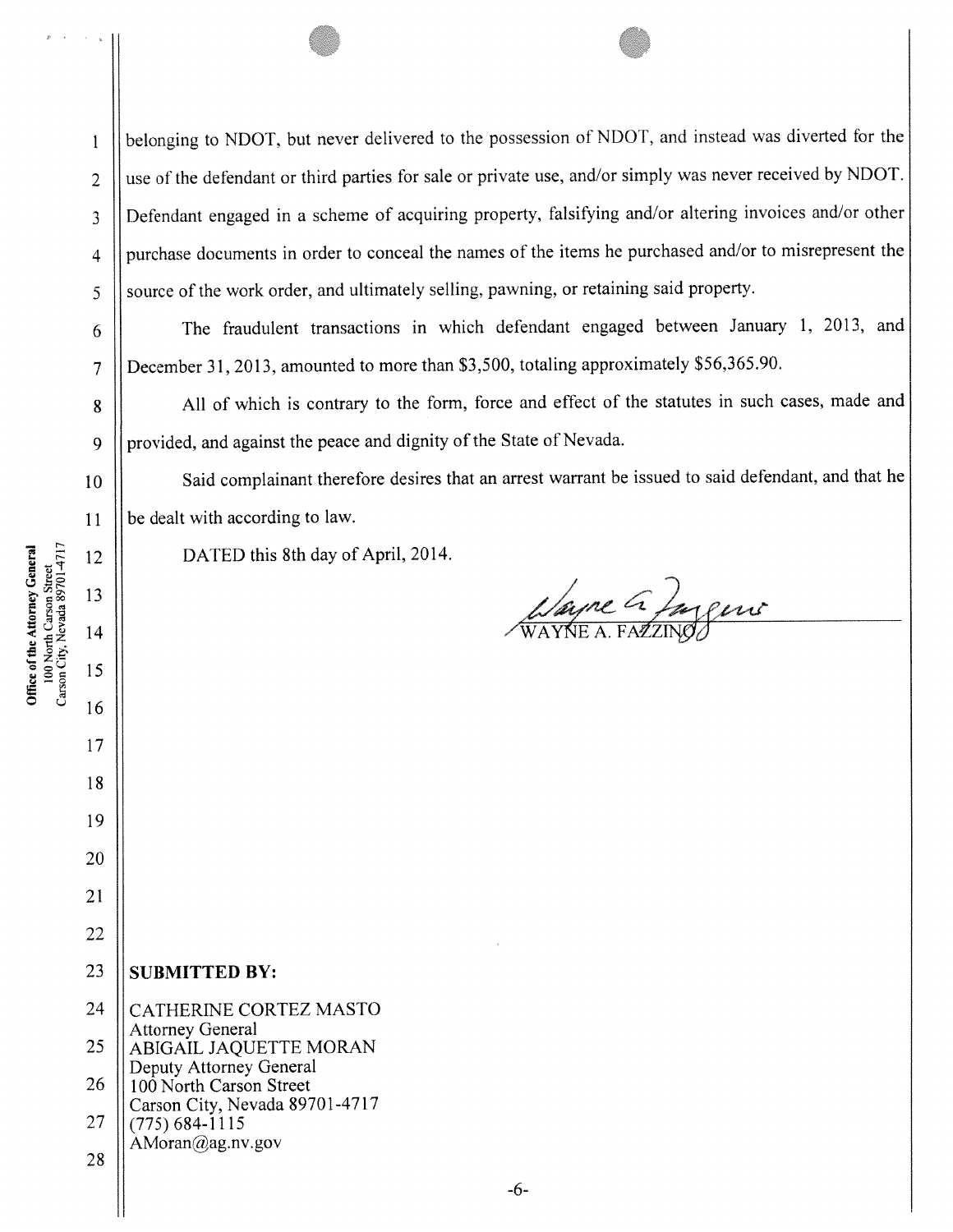belonging to NDOT, but never delivered to the possession of NDOT, and instead was diverted for the use of the defendant or third parties for sale or private use, and/or simply was never received by NDOT. Defendant engaged in a scheme of acquiring property, falsifying and/or altering invoices and/or other purchase documents in order to conceal the names of the items he purchased and/or to misrepresent the source of the work order, and ultimately selling, pawning, or retaining said property.

The fraudulent transactions in which defendant engaged between January 1, 2013, and December 31, 2013, amounted to more than $3,500, totaling approximately $56,365.90.

All of which is contrary to the form, force and effect of the statutes in such cases, made and provided, and against the peace and dignity of the State of Nevada.

Said complainant therefore desires that an arrest warrant be issued to said defendant, and that he be dealt with according to law.

DATED this 8th day of April, 2014.

WAYNE A. FAZZINO

**SUBMITTED BY:**

CATHERINE CORTEZ MASTO
Attorney General
ABIGAIL JAQUETTE MORAN
Deputy Attorney General
100 North Carson Street
Carson City, Nevada 89701-4717
(775) 684-1115
AMoran@ag.nv.gov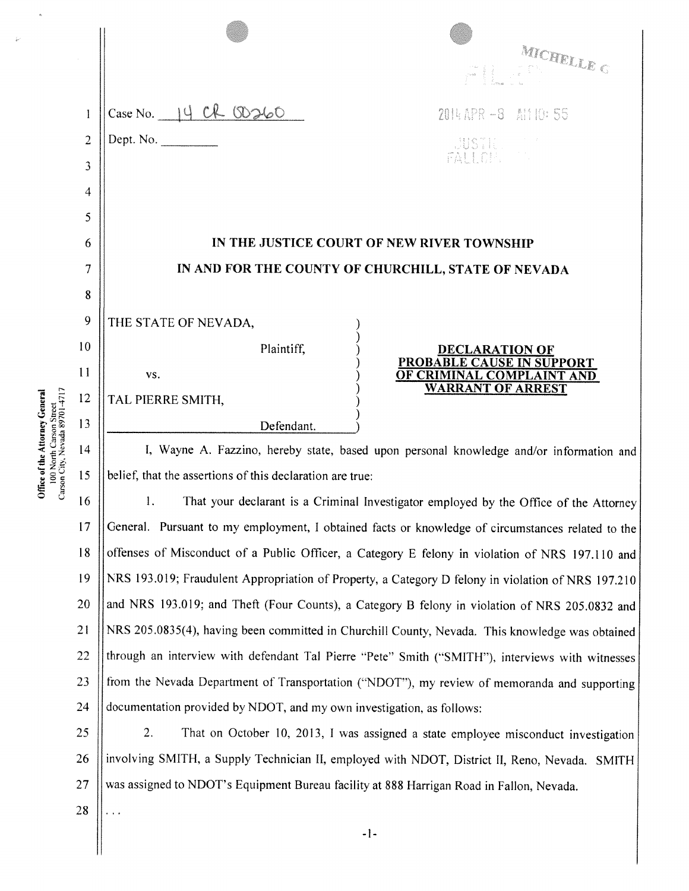Case No. 14 CR 00260

Dept. No. \_\_\_\_\_\_\_\_

MICHELLE C

FILED

2014 APR -8 AM 10: 55

JUSTICE

FALLON

**IN THE JUSTICE COURT OF NEW RIVER TOWNSHIP**

**IN AND FOR THE COUNTY OF CHURCHILL, STATE OF NEVADA**

THE STATE OF NEVADA,

Plaintiff,

vs.

TAL PIERRE SMITH,

Defendant.

**DECLARATION OF PROBABLE CAUSE IN SUPPORT OF CRIMINAL COMPLAINT AND WARRANT OF ARREST**

I, Wayne A. Fazzino, hereby state, based upon personal knowledge and/or information and belief, that the assertions of this declaration are true:

1. That your declarant is a Criminal Investigator employed by the Office of the Attorney General. Pursuant to my employment, I obtained facts or knowledge of circumstances related to the offenses of Misconduct of a Public Officer, a Category E felony in violation of NRS 197.110 and NRS 193.019; Fraudulent Appropriation of Property, a Category D felony in violation of NRS 197.210 and NRS 193.019; and Theft (Four Counts), a Category B felony in violation of NRS 205.0832 and NRS 205.0835(4), having been committed in Churchill County, Nevada. This knowledge was obtained through an interview with defendant Tal Pierre "Pete" Smith ("SMITH"), interviews with witnesses from the Nevada Department of Transportation ("NDOT"), my review of memoranda and supporting documentation provided by NDOT, and my own investigation, as follows:

2. That on October 10, 2013, I was assigned a state employee misconduct investigation involving SMITH, a Supply Technician II, employed with NDOT, District II, Reno, Nevada. SMITH was assigned to NDOT's Equipment Bureau facility at 888 Harrigan Road in Fallon, Nevada.

. . .

Office of the Attorney General
100 North Carson Street
Carson City, Nevada 89701-4717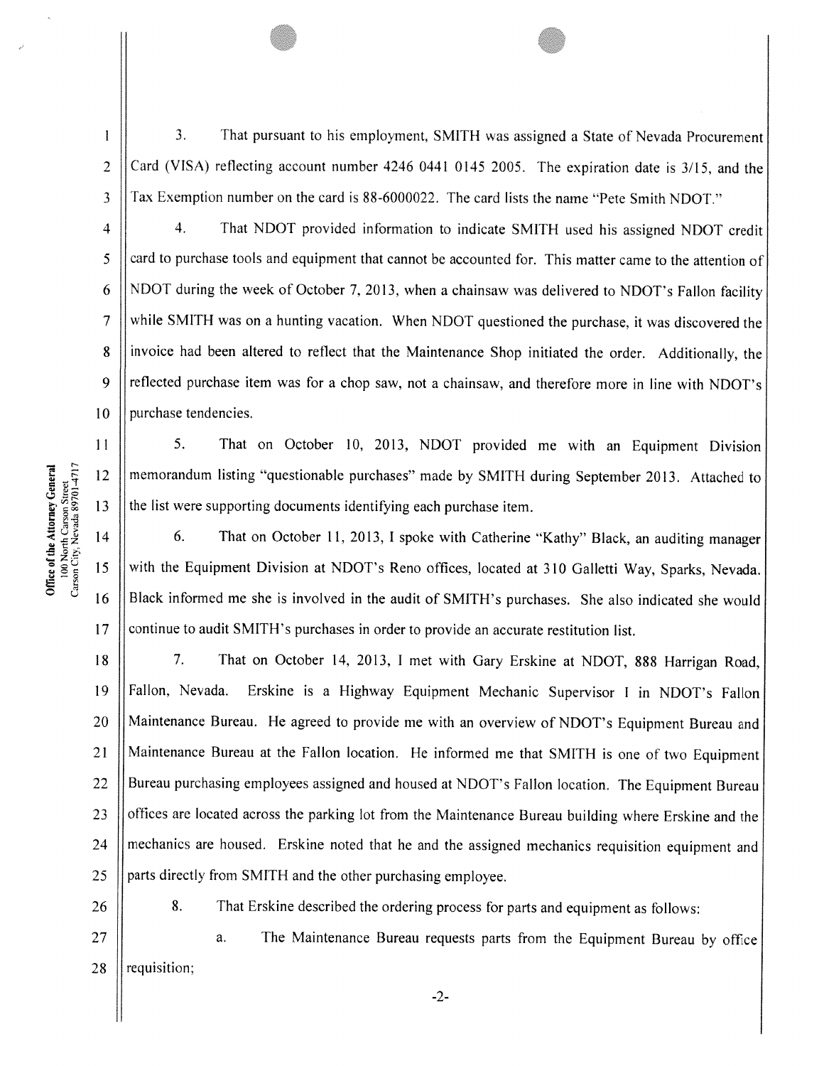3. That pursuant to his employment, SMITH was assigned a State of Nevada Procurement Card (VISA) reflecting account number 4246 0441 0145 2005. The expiration date is 3/15, and the Tax Exemption number on the card is 88-6000022. The card lists the name "Pete Smith NDOT."

4. That NDOT provided information to indicate SMITH used his assigned NDOT credit card to purchase tools and equipment that cannot be accounted for. This matter came to the attention of NDOT during the week of October 7, 2013, when a chainsaw was delivered to NDOT's Fallon facility while SMITH was on a hunting vacation. When NDOT questioned the purchase, it was discovered the invoice had been altered to reflect that the Maintenance Shop initiated the order. Additionally, the reflected purchase item was for a chop saw, not a chainsaw, and therefore more in line with NDOT's purchase tendencies.

5. That on October 10, 2013, NDOT provided me with an Equipment Division memorandum listing "questionable purchases" made by SMITH during September 2013. Attached to the list were supporting documents identifying each purchase item.

6. That on October 11, 2013, I spoke with Catherine "Kathy" Black, an auditing manager with the Equipment Division at NDOT's Reno offices, located at 310 Galletti Way, Sparks, Nevada. Black informed me she is involved in the audit of SMITH's purchases. She also indicated she would continue to audit SMITH's purchases in order to provide an accurate restitution list.

7. That on October 14, 2013, I met with Gary Erskine at NDOT, 888 Harrigan Road, Fallon, Nevada. Erskine is a Highway Equipment Mechanic Supervisor I in NDOT's Fallon Maintenance Bureau. He agreed to provide me with an overview of NDOT's Equipment Bureau and Maintenance Bureau at the Fallon location. He informed me that SMITH is one of two Equipment Bureau purchasing employees assigned and housed at NDOT's Fallon location. The Equipment Bureau offices are located across the parking lot from the Maintenance Bureau building where Erskine and the mechanics are housed. Erskine noted that he and the assigned mechanics requisition equipment and parts directly from SMITH and the other purchasing employee.

8. That Erskine described the ordering process for parts and equipment as follows:

a. The Maintenance Bureau requests parts from the Equipment Bureau by office requisition;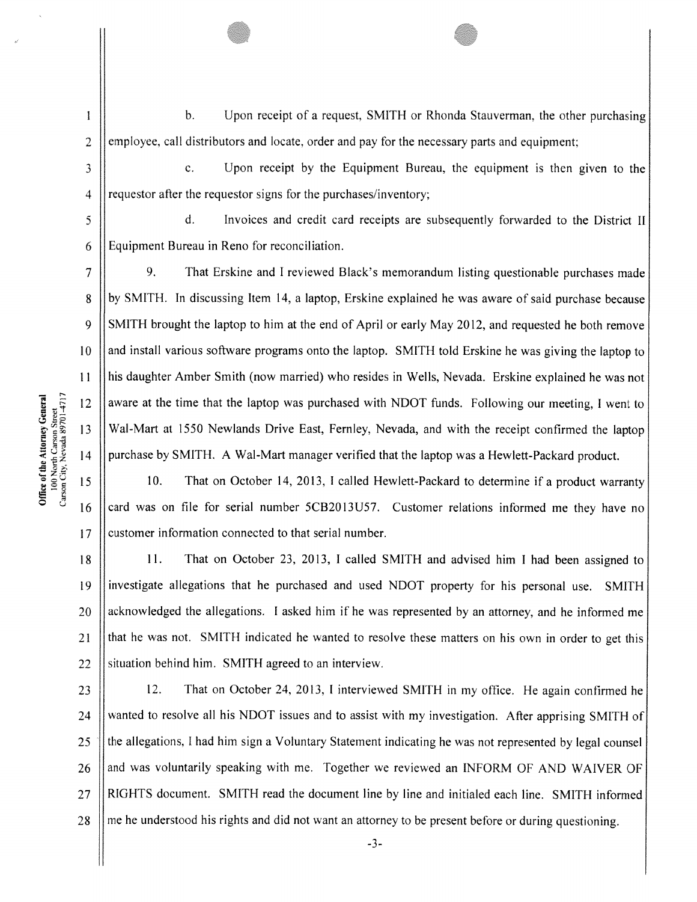b. Upon receipt of a request, SMITH or Rhonda Stauverman, the other purchasing employee, call distributors and locate, order and pay for the necessary parts and equipment;

c. Upon receipt by the Equipment Bureau, the equipment is then given to the requestor after the requestor signs for the purchases/inventory;

d. Invoices and credit card receipts are subsequently forwarded to the District II Equipment Bureau in Reno for reconciliation.

9. That Erskine and I reviewed Black's memorandum listing questionable purchases made by SMITH. In discussing Item 14, a laptop, Erskine explained he was aware of said purchase because SMITH brought the laptop to him at the end of April or early May 2012, and requested he both remove and install various software programs onto the laptop. SMITH told Erskine he was giving the laptop to his daughter Amber Smith (now married) who resides in Wells, Nevada. Erskine explained he was not aware at the time that the laptop was purchased with NDOT funds. Following our meeting, I went to Wal-Mart at 1550 Newlands Drive East, Fernley, Nevada, and with the receipt confirmed the laptop purchase by SMITH. A Wal-Mart manager verified that the laptop was a Hewlett-Packard product.

10. That on October 14, 2013, I called Hewlett-Packard to determine if a product warranty card was on file for serial number 5CB2013U57. Customer relations informed me they have no customer information connected to that serial number.

11. That on October 23, 2013, I called SMITH and advised him I had been assigned to investigate allegations that he purchased and used NDOT property for his personal use. SMITH acknowledged the allegations. I asked him if he was represented by an attorney, and he informed me that he was not. SMITH indicated he wanted to resolve these matters on his own in order to get this situation behind him. SMITH agreed to an interview.

12. That on October 24, 2013, I interviewed SMITH in my office. He again confirmed he wanted to resolve all his NDOT issues and to assist with my investigation. After apprising SMITH of the allegations, I had him sign a Voluntary Statement indicating he was not represented by legal counsel and was voluntarily speaking with me. Together we reviewed an INFORM OF AND WAIVER OF RIGHTS document. SMITH read the document line by line and initialed each line. SMITH informed me he understood his rights and did not want an attorney to be present before or during questioning.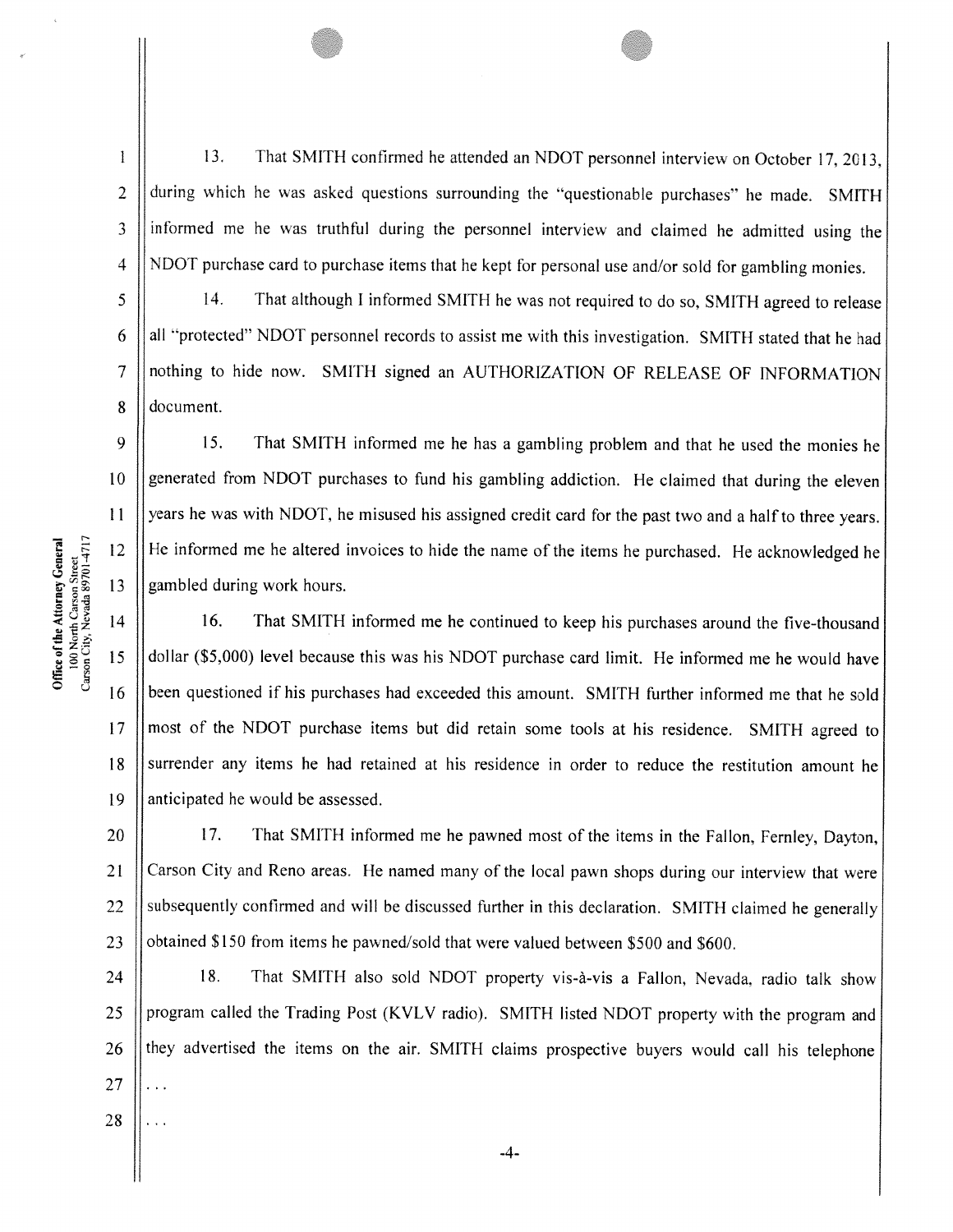13. That SMITH confirmed he attended an NDOT personnel interview on October 17, 2013, during which he was asked questions surrounding the "questionable purchases" he made. SMITH informed me he was truthful during the personnel interview and claimed he admitted using the NDOT purchase card to purchase items that he kept for personal use and/or sold for gambling monies.

14. That although I informed SMITH he was not required to do so, SMITH agreed to release all "protected" NDOT personnel records to assist me with this investigation. SMITH stated that he had nothing to hide now. SMITH signed an AUTHORIZATION OF RELEASE OF INFORMATION document.

15. That SMITH informed me he has a gambling problem and that he used the monies he generated from NDOT purchases to fund his gambling addiction. He claimed that during the eleven years he was with NDOT, he misused his assigned credit card for the past two and a half to three years. He informed me he altered invoices to hide the name of the items he purchased. He acknowledged he gambled during work hours.

16. That SMITH informed me he continued to keep his purchases around the five-thousand dollar ($5,000) level because this was his NDOT purchase card limit. He informed me he would have been questioned if his purchases had exceeded this amount. SMITH further informed me that he sold most of the NDOT purchase items but did retain some tools at his residence. SMITH agreed to surrender any items he had retained at his residence in order to reduce the restitution amount he anticipated he would be assessed.

17. That SMITH informed me he pawned most of the items in the Fallon, Fernley, Dayton, Carson City and Reno areas. He named many of the local pawn shops during our interview that were subsequently confirmed and will be discussed further in this declaration. SMITH claimed he generally obtained $150 from items he pawned/sold that were valued between $500 and $600.

18. That SMITH also sold NDOT property vis-à-vis a Fallon, Nevada, radio talk show program called the Trading Post (KVLV radio). SMITH listed NDOT property with the program and they advertised the items on the air. SMITH claims prospective buyers would call his telephone

...

...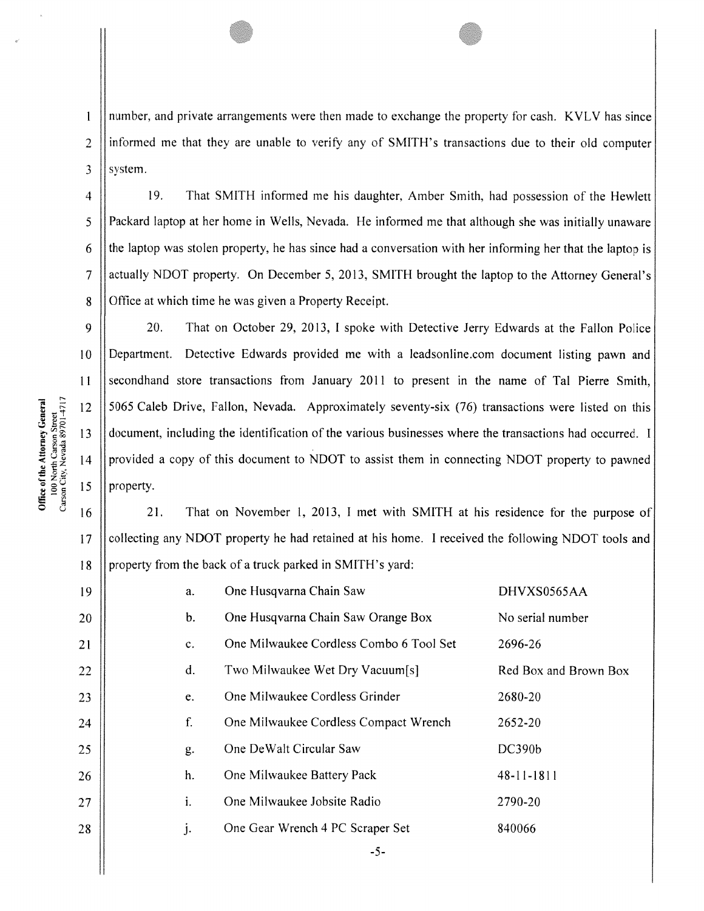number, and private arrangements were then made to exchange the property for cash. KVLV has since informed me that they are unable to verify any of SMITH's transactions due to their old computer system.

19. That SMITH informed me his daughter, Amber Smith, had possession of the Hewlett Packard laptop at her home in Wells, Nevada. He informed me that although she was initially unaware the laptop was stolen property, he has since had a conversation with her informing her that the laptop is actually NDOT property. On December 5, 2013, SMITH brought the laptop to the Attorney General's Office at which time he was given a Property Receipt.

20. That on October 29, 2013, I spoke with Detective Jerry Edwards at the Fallon Police Department. Detective Edwards provided me with a leadsonline.com document listing pawn and secondhand store transactions from January 2011 to present in the name of Tal Pierre Smith, 5065 Caleb Drive, Fallon, Nevada. Approximately seventy-six (76) transactions were listed on this document, including the identification of the various businesses where the transactions had occurred. I provided a copy of this document to NDOT to assist them in connecting NDOT property to pawned property.

21. That on November 1, 2013, I met with SMITH at his residence for the purpose of collecting any NDOT property he had retained at his home. I received the following NDOT tools and property from the back of a truck parked in SMITH's yard:

| | | |
|---|---|---|
| a. | One Husqvarna Chain Saw | DHVXS0565AA |
| b. | One Husqvarna Chain Saw Orange Box | No serial number |
| c. | One Milwaukee Cordless Combo 6 Tool Set | 2696-26 |
| d. | Two Milwaukee Wet Dry Vacuum[s] | Red Box and Brown Box |
| e. | One Milwaukee Cordless Grinder | 2680-20 |
| f. | One Milwaukee Cordless Compact Wrench | 2652-20 |
| g. | One DeWalt Circular Saw | DC390b |
| h. | One Milwaukee Battery Pack | 48-11-1811 |
| i. | One Milwaukee Jobsite Radio | 2790-20 |
| j. | One Gear Wrench 4 PC Scraper Set | 840066 |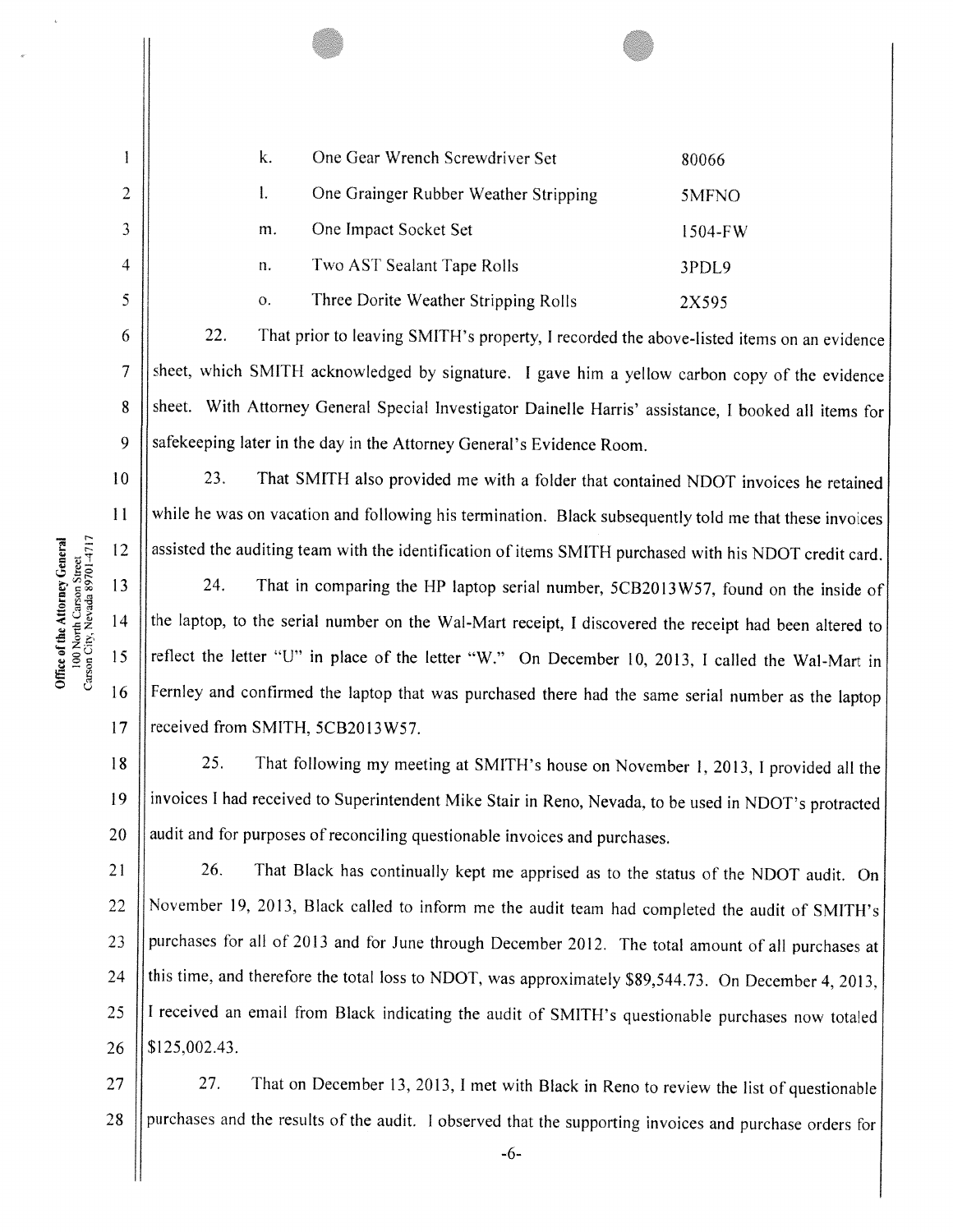| | | |
|---|---|---|
| k. | One Gear Wrench Screwdriver Set | 80066 |
| l. | One Grainger Rubber Weather Stripping | 5MFNO |
| m. | One Impact Socket Set | 1504-FW |
| n. | Two AST Sealant Tape Rolls | 3PDL9 |
| o. | Three Dorite Weather Stripping Rolls | 2X595 |

22. That prior to leaving SMITH's property, I recorded the above-listed items on an evidence sheet, which SMITH acknowledged by signature. I gave him a yellow carbon copy of the evidence sheet. With Attorney General Special Investigator Dainelle Harris' assistance, I booked all items for safekeeping later in the day in the Attorney General's Evidence Room.

23. That SMITH also provided me with a folder that contained NDOT invoices he retained while he was on vacation and following his termination. Black subsequently told me that these invoices assisted the auditing team with the identification of items SMITH purchased with his NDOT credit card.

24. That in comparing the HP laptop serial number, 5CB2013W57, found on the inside of the laptop, to the serial number on the Wal-Mart receipt, I discovered the receipt had been altered to reflect the letter "U" in place of the letter "W." On December 10, 2013, I called the Wal-Mart in Fernley and confirmed the laptop that was purchased there had the same serial number as the laptop received from SMITH, 5CB2013W57.

25. That following my meeting at SMITH's house on November 1, 2013, I provided all the invoices I had received to Superintendent Mike Stair in Reno, Nevada, to be used in NDOT's protracted audit and for purposes of reconciling questionable invoices and purchases.

26. That Black has continually kept me apprised as to the status of the NDOT audit. On November 19, 2013, Black called to inform me the audit team had completed the audit of SMITH's purchases for all of 2013 and for June through December 2012. The total amount of all purchases at this time, and therefore the total loss to NDOT, was approximately $89,544.73. On December 4, 2013, I received an email from Black indicating the audit of SMITH's questionable purchases now totaled $125,002.43.

27. That on December 13, 2013, I met with Black in Reno to review the list of questionable purchases and the results of the audit. I observed that the supporting invoices and purchase orders for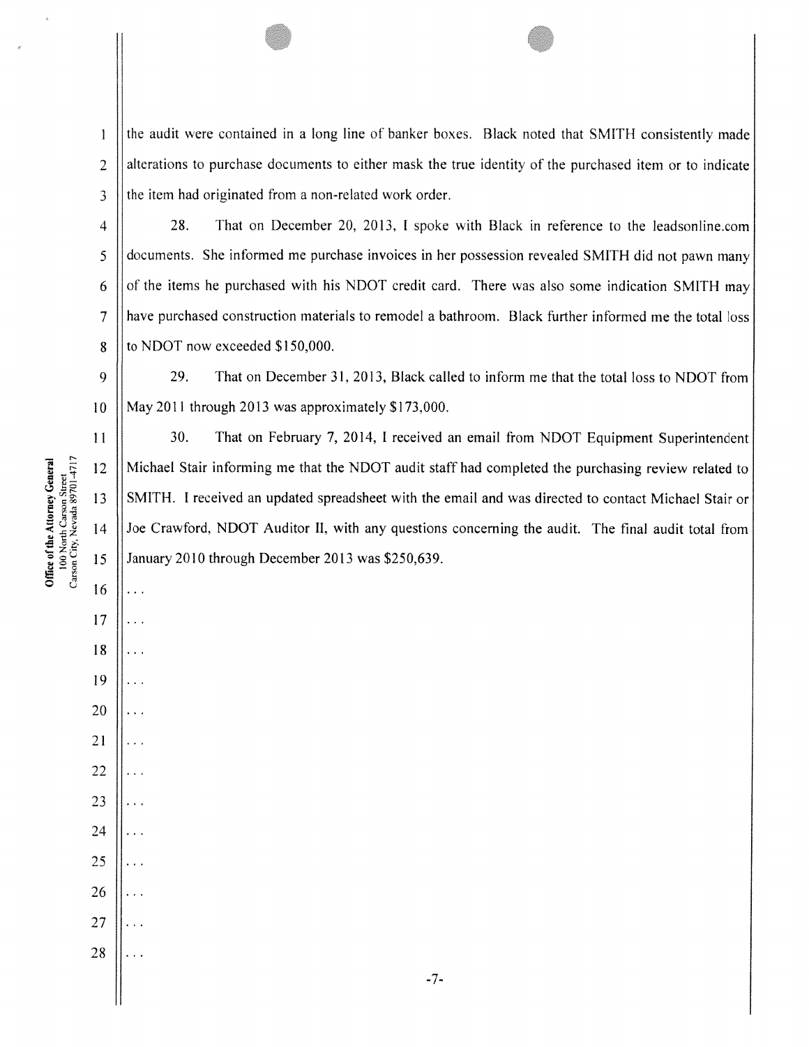the audit were contained in a long line of banker boxes. Black noted that SMITH consistently made alterations to purchase documents to either mask the true identity of the purchased item or to indicate the item had originated from a non-related work order.

28. That on December 20, 2013, I spoke with Black in reference to the leadsonline.com documents. She informed me purchase invoices in her possession revealed SMITH did not pawn many of the items he purchased with his NDOT credit card. There was also some indication SMITH may have purchased construction materials to remodel a bathroom. Black further informed me the total loss to NDOT now exceeded $150,000.

29. That on December 31, 2013, Black called to inform me that the total loss to NDOT from May 2011 through 2013 was approximately $173,000.

30. That on February 7, 2014, I received an email from NDOT Equipment Superintendent Michael Stair informing me that the NDOT audit staff had completed the purchasing review related to SMITH. I received an updated spreadsheet with the email and was directed to contact Michael Stair or Joe Crawford, NDOT Auditor II, with any questions concerning the audit. The final audit total from January 2010 through December 2013 was $250,639.

. . .

. . .

. . .

. . .

. . .

. . .

. . .

. . .

. . .

. . .

. . .

. . .

. . .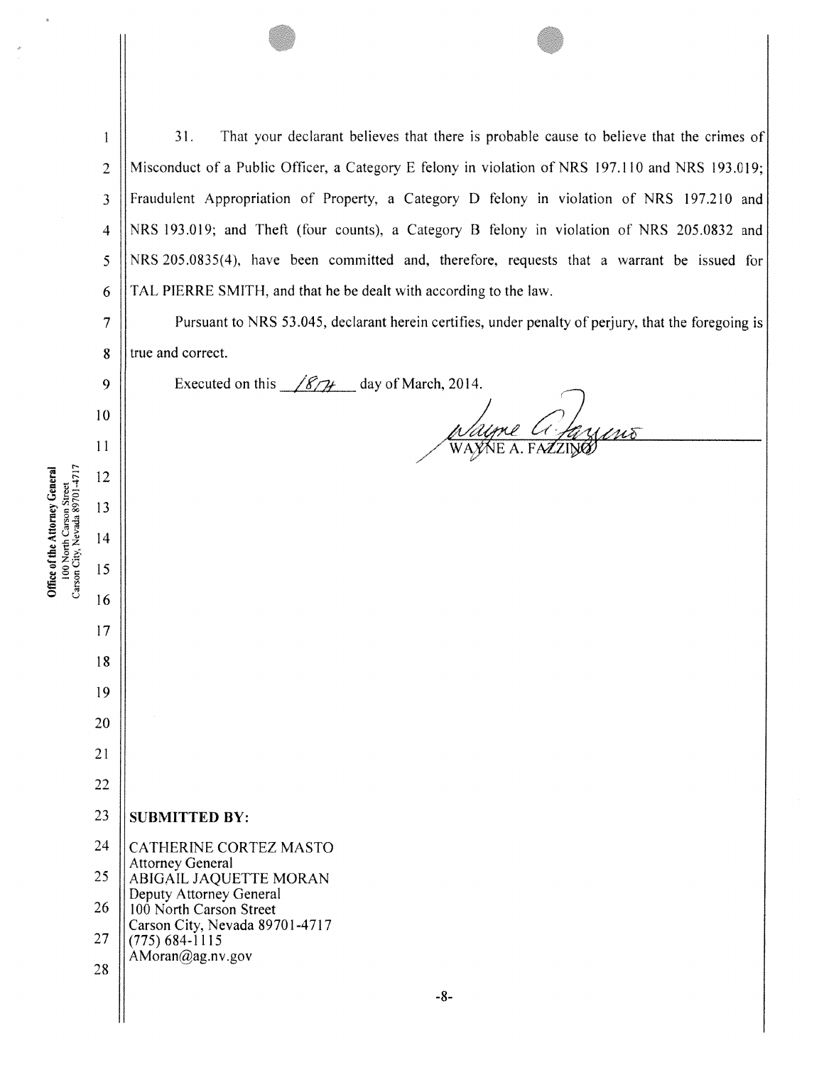31. That your declarant believes that there is probable cause to believe that the crimes of Misconduct of a Public Officer, a Category E felony in violation of NRS 197.110 and NRS 193.019; Fraudulent Appropriation of Property, a Category D felony in violation of NRS 197.210 and NRS 193.019; and Theft (four counts), a Category B felony in violation of NRS 205.0832 and NRS 205.0835(4), have been committed and, therefore, requests that a warrant be issued for TAL PIERRE SMITH, and that he be dealt with according to the law.

Pursuant to NRS 53.045, declarant herein certifies, under penalty of perjury, that the foregoing is true and correct.

Executed on this 18TH day of March, 2014.

WAYNE A. FAZZINO

**SUBMITTED BY:**

CATHERINE CORTEZ MASTO
Attorney General
ABIGAIL JAQUETTE MORAN
Deputy Attorney General
100 North Carson Street
Carson City, Nevada 89701-4717
(775) 684-1115
AMoran@ag.nv.gov